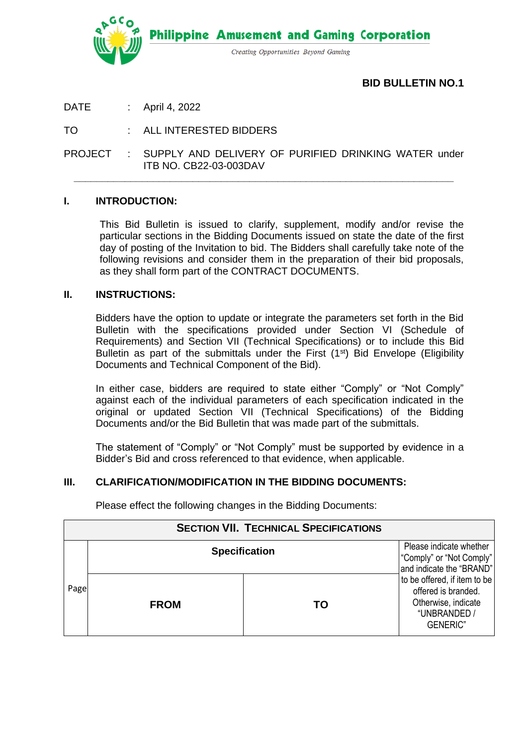**Philippine Amusement and Gaming Corporation**

*Creating Opportunities Beyond Gaming*

## BID BULLETIN NO.1

DATE : April 4, 2022

TO : ALL INTERESTED BIDDERS

PROJECT : SUPPLY AND DELIVERY OF PURIFIED DRINKING WATER under ITB NO. CB22-03-003DAV

---

### I. INTRODUCTION:

This Bid Bulletin is issued to clarify, supplement, modify and/or revise the particular sections in the Bidding Documents issued on state the date of the first day of posting of the Invitation to bid. The Bidders shall carefully take note of the following revisions and consider them in the preparation of their bid proposals, as they shall form part of the CONTRACT DOCUMENTS.

### II. INSTRUCTIONS:

Bidders have the option to update or integrate the parameters set forth in the Bid Bulletin with the specifications provided under Section VI (Schedule of Requirements) and Section VII (Technical Specifications) or to include this Bid Bulletin as part of the submittals under the First (1st) Bid Envelope (Eligibility Documents and Technical Component of the Bid).

In either case, bidders are required to state either "Comply" or "Not Comply" against each of the individual parameters of each specification indicated in the original or updated Section VII (Technical Specifications) of the Bidding Documents and/or the Bid Bulletin that was made part of the submittals.

The statement of "Comply" or "Not Comply" must be supported by evidence in a Bidder's Bid and cross referenced to that evidence, when applicable.

### III. CLARIFICATION/MODIFICATION IN THE BIDDING DOCUMENTS:

Please effect the following changes in the Bidding Documents:

| SECTION VII. TECHNICAL SPECIFICATIONS | | | |
|---|---|---|---|
| Page | Specification | | Please indicate whether "Comply" or "Not Comply" and indicate the "BRAND" to be offered, if item to be offered is branded. Otherwise, indicate "UNBRANDED / GENERIC" |
| | FROM | TO | |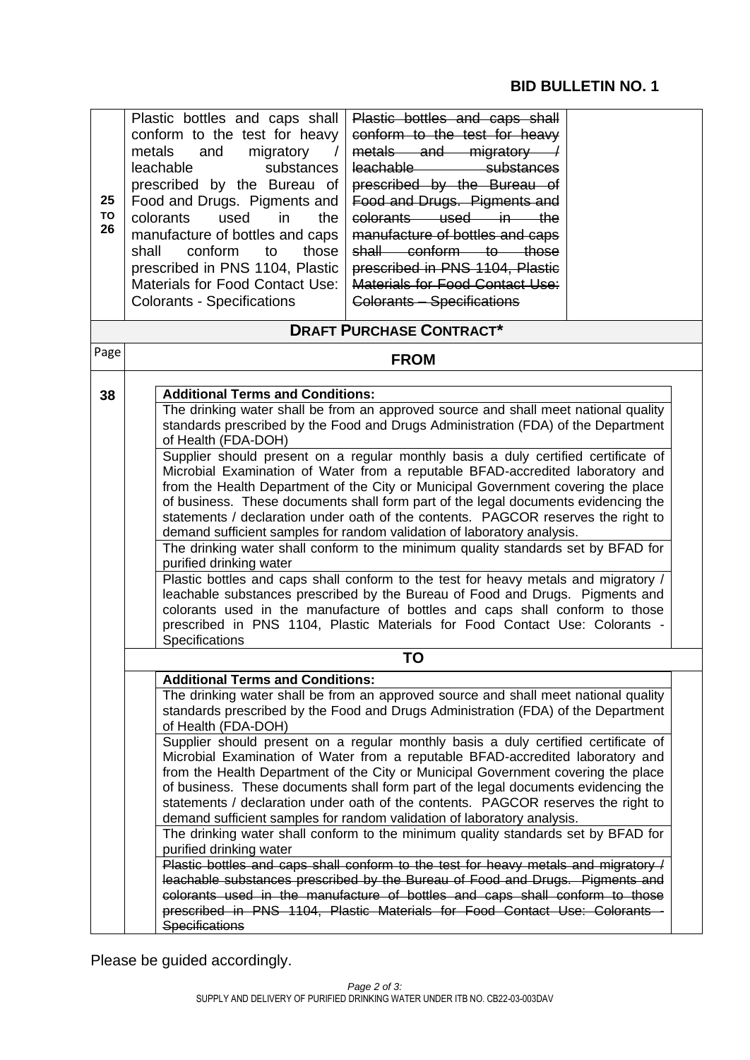## BID BULLETIN NO. 1

| | | | |
|---|---|---|---|
| 25 TO 26 | Plastic bottles and caps shall conform to the test for heavy metals and migratory / leachable substances prescribed by the Bureau of Food and Drugs. Pigments and colorants used in the manufacture of bottles and caps shall conform to those prescribed in PNS 1104, Plastic Materials for Food Contact Use: Colorants - Specifications | ~~Plastic bottles and caps shall conform to the test for heavy metals and migratory / leachable substances prescribed by the Bureau of Food and Drugs. Pigments and colorants used in the manufacture of bottles and caps shall conform to those prescribed in PNS 1104, Plastic Materials for Food Contact Use: Colorants – Specifications~~ | |

**DRAFT PURCHASE CONTRACT***

| Page | |
|---|---|
| | **FROM** |
| 38 | **Additional Terms and Conditions:**<br>The drinking water shall be from an approved source and shall meet national quality standards prescribed by the Food and Drugs Administration (FDA) of the Department of Health (FDA-DOH)<br>Supplier should present on a regular monthly basis a duly certified certificate of Microbial Examination of Water from a reputable BFAD-accredited laboratory and from the Health Department of the City or Municipal Government covering the place of business. These documents shall form part of the legal documents evidencing the statements / declaration under oath of the contents. PAGCOR reserves the right to demand sufficient samples for random validation of laboratory analysis.<br>The drinking water shall conform to the minimum quality standards set by BFAD for purified drinking water<br>Plastic bottles and caps shall conform to the test for heavy metals and migratory / leachable substances prescribed by the Bureau of Food and Drugs. Pigments and colorants used in the manufacture of bottles and caps shall conform to those prescribed in PNS 1104, Plastic Materials for Food Contact Use: Colorants - Specifications |
| | **TO** |
| | **Additional Terms and Conditions:**<br>The drinking water shall be from an approved source and shall meet national quality standards prescribed by the Food and Drugs Administration (FDA) of the Department of Health (FDA-DOH)<br>Supplier should present on a regular monthly basis a duly certified certificate of Microbial Examination of Water from a reputable BFAD-accredited laboratory and from the Health Department of the City or Municipal Government covering the place of business. These documents shall form part of the legal documents evidencing the statements / declaration under oath of the contents. PAGCOR reserves the right to demand sufficient samples for random validation of laboratory analysis.<br>The drinking water shall conform to the minimum quality standards set by BFAD for purified drinking water<br>~~Plastic bottles and caps shall conform to the test for heavy metals and migratory / leachable substances prescribed by the Bureau of Food and Drugs. Pigments and colorants used in the manufacture of bottles and caps shall conform to those prescribed in PNS 1104, Plastic Materials for Food Contact Use: Colorants - Specifications~~ |

Please be guided accordingly.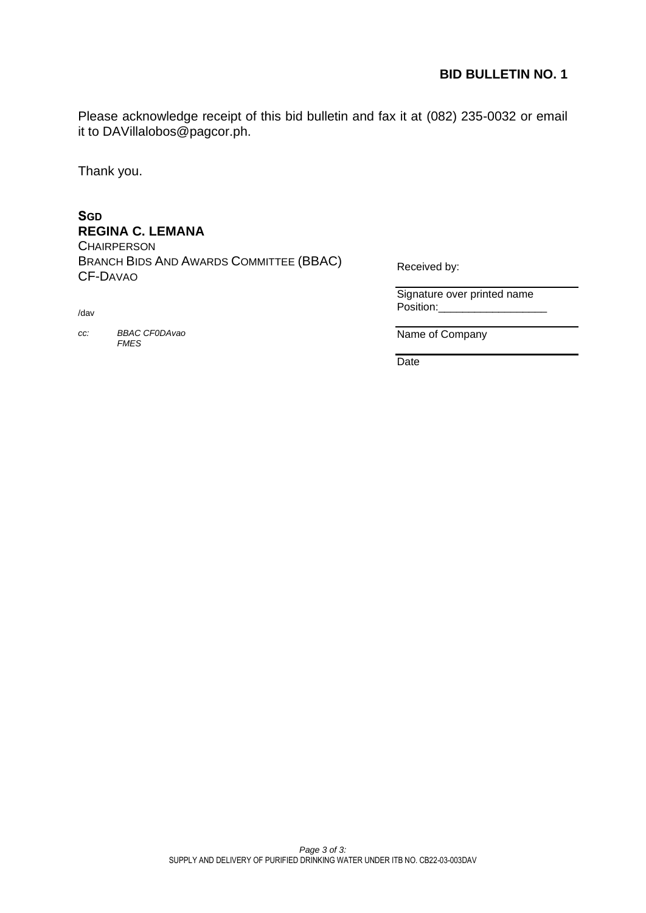**BID BULLETIN NO. 1**

Please acknowledge receipt of this bid bulletin and fax it at (082) 235-0032 or email it to DAVillalobos@pagcor.ph.

Thank you.

**SGD**
**REGINA C. LEMANA**
CHAIRPERSON
BRANCH BIDS AND AWARDS COMMITTEE (BBAC)
CF-DAVAO

/dav

*cc:* *BBAC CF0DAvao*
*FMES*

Received by:

______________________________
Signature over printed name
Position:__________________

______________________________
Name of Company

______________________________
Date